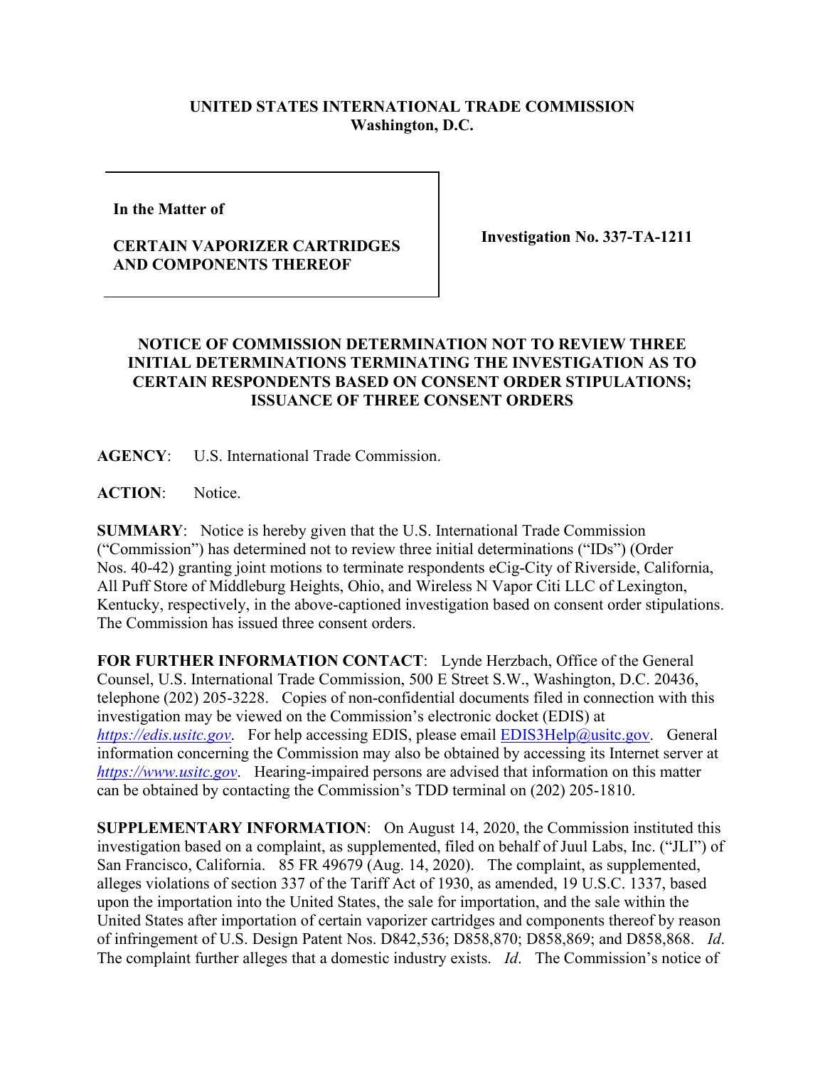**UNITED STATES INTERNATIONAL TRADE COMMISSION**
**Washington, D.C.**

| In the Matter of<br><br>**CERTAIN VAPORIZER CARTRIDGES AND COMPONENTS THEREOF** | **Investigation No. 337-TA-1211** |
|---|---|

**NOTICE OF COMMISSION DETERMINATION NOT TO REVIEW THREE INITIAL DETERMINATIONS TERMINATING THE INVESTIGATION AS TO CERTAIN RESPONDENTS BASED ON CONSENT ORDER STIPULATIONS; ISSUANCE OF THREE CONSENT ORDERS**

**AGENCY**: U.S. International Trade Commission.

**ACTION**: Notice.

**SUMMARY**: Notice is hereby given that the U.S. International Trade Commission ("Commission") has determined not to review three initial determinations ("IDs") (Order Nos. 40-42) granting joint motions to terminate respondents eCig-City of Riverside, California, All Puff Store of Middleburg Heights, Ohio, and Wireless N Vapor Citi LLC of Lexington, Kentucky, respectively, in the above-captioned investigation based on consent order stipulations. The Commission has issued three consent orders.

**FOR FURTHER INFORMATION CONTACT**: Lynde Herzbach, Office of the General Counsel, U.S. International Trade Commission, 500 E Street S.W., Washington, D.C. 20436, telephone (202) 205-3228. Copies of non-confidential documents filed in connection with this investigation may be viewed on the Commission's electronic docket (EDIS) at *https://edis.usitc.gov*. For help accessing EDIS, please email EDIS3Help@usitc.gov. General information concerning the Commission may also be obtained by accessing its Internet server at *https://www.usitc.gov*. Hearing-impaired persons are advised that information on this matter can be obtained by contacting the Commission's TDD terminal on (202) 205-1810.

**SUPPLEMENTARY INFORMATION**: On August 14, 2020, the Commission instituted this investigation based on a complaint, as supplemented, filed on behalf of Juul Labs, Inc. ("JLI") of San Francisco, California. 85 FR 49679 (Aug. 14, 2020). The complaint, as supplemented, alleges violations of section 337 of the Tariff Act of 1930, as amended, 19 U.S.C. 1337, based upon the importation into the United States, the sale for importation, and the sale within the United States after importation of certain vaporizer cartridges and components thereof by reason of infringement of U.S. Design Patent Nos. D842,536; D858,870; D858,869; and D858,868. *Id*. The complaint further alleges that a domestic industry exists. *Id*. The Commission's notice of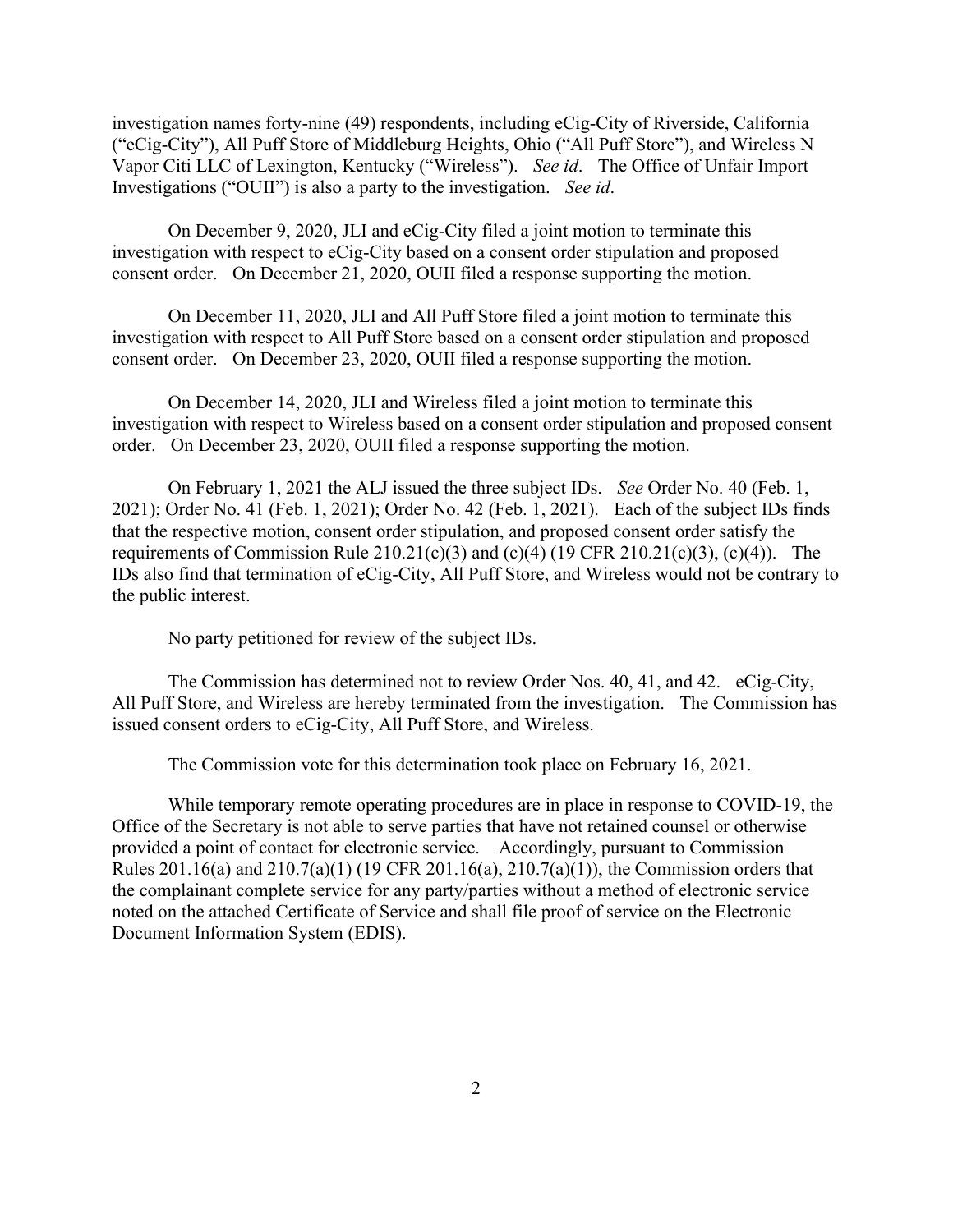investigation names forty-nine (49) respondents, including eCig-City of Riverside, California ("eCig-City"), All Puff Store of Middleburg Heights, Ohio ("All Puff Store"), and Wireless N Vapor Citi LLC of Lexington, Kentucky ("Wireless"). *See id*. The Office of Unfair Import Investigations ("OUII") is also a party to the investigation. *See id*.

On December 9, 2020, JLI and eCig-City filed a joint motion to terminate this investigation with respect to eCig-City based on a consent order stipulation and proposed consent order. On December 21, 2020, OUII filed a response supporting the motion.

On December 11, 2020, JLI and All Puff Store filed a joint motion to terminate this investigation with respect to All Puff Store based on a consent order stipulation and proposed consent order. On December 23, 2020, OUII filed a response supporting the motion.

On December 14, 2020, JLI and Wireless filed a joint motion to terminate this investigation with respect to Wireless based on a consent order stipulation and proposed consent order. On December 23, 2020, OUII filed a response supporting the motion.

On February 1, 2021 the ALJ issued the three subject IDs. *See* Order No. 40 (Feb. 1, 2021); Order No. 41 (Feb. 1, 2021); Order No. 42 (Feb. 1, 2021). Each of the subject IDs finds that the respective motion, consent order stipulation, and proposed consent order satisfy the requirements of Commission Rule 210.21(c)(3) and (c)(4) (19 CFR 210.21(c)(3), (c)(4)). The IDs also find that termination of eCig-City, All Puff Store, and Wireless would not be contrary to the public interest.

No party petitioned for review of the subject IDs.

The Commission has determined not to review Order Nos. 40, 41, and 42. eCig-City, All Puff Store, and Wireless are hereby terminated from the investigation. The Commission has issued consent orders to eCig-City, All Puff Store, and Wireless.

The Commission vote for this determination took place on February 16, 2021.

While temporary remote operating procedures are in place in response to COVID-19, the Office of the Secretary is not able to serve parties that have not retained counsel or otherwise provided a point of contact for electronic service. Accordingly, pursuant to Commission Rules 201.16(a) and 210.7(a)(1) (19 CFR 201.16(a), 210.7(a)(1)), the Commission orders that the complainant complete service for any party/parties without a method of electronic service noted on the attached Certificate of Service and shall file proof of service on the Electronic Document Information System (EDIS).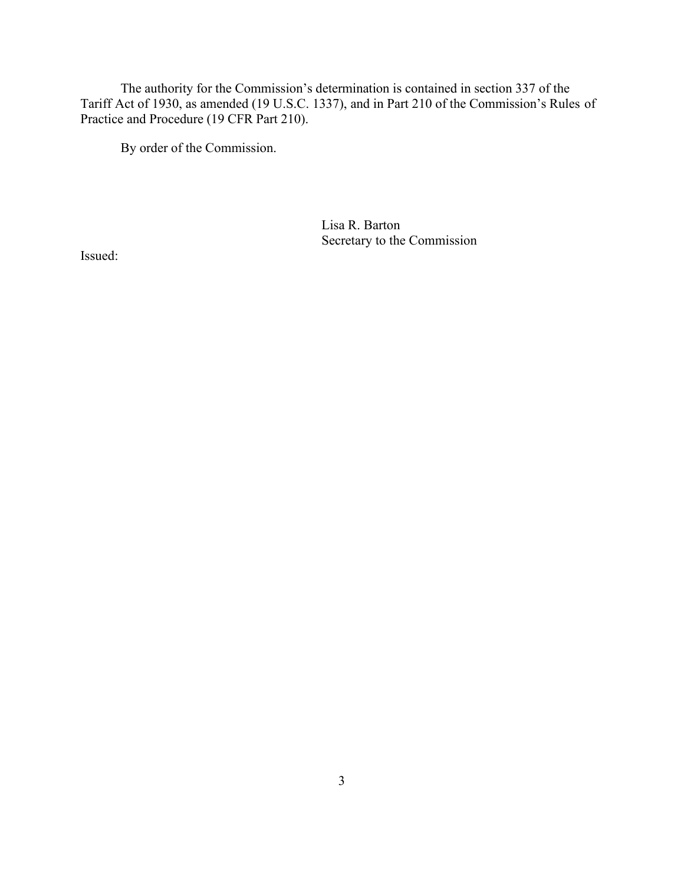The authority for the Commission's determination is contained in section 337 of the Tariff Act of 1930, as amended (19 U.S.C. 1337), and in Part 210 of the Commission's Rules of Practice and Procedure (19 CFR Part 210).

By order of the Commission.

Lisa R. Barton
Secretary to the Commission

Issued: